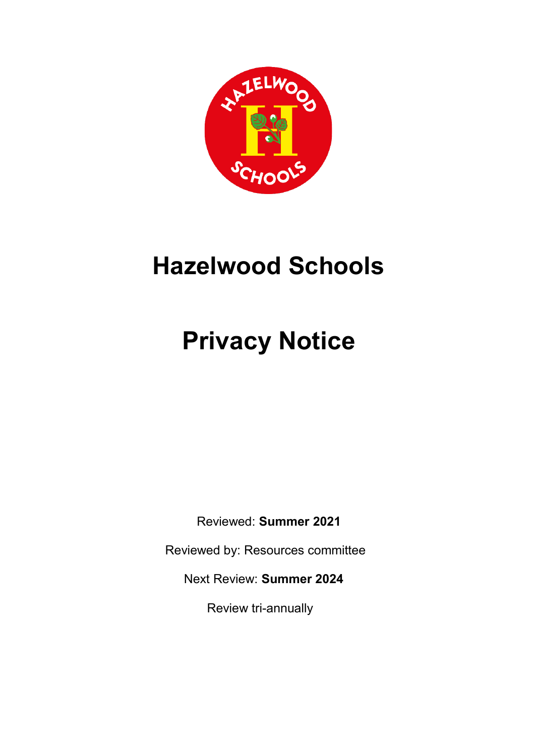# Hazelwood Schools

# Privacy Notice

Reviewed: **Summer 2021**

Reviewed by: Resources committee

Next Review: **Summer 2024**

Review tri-annually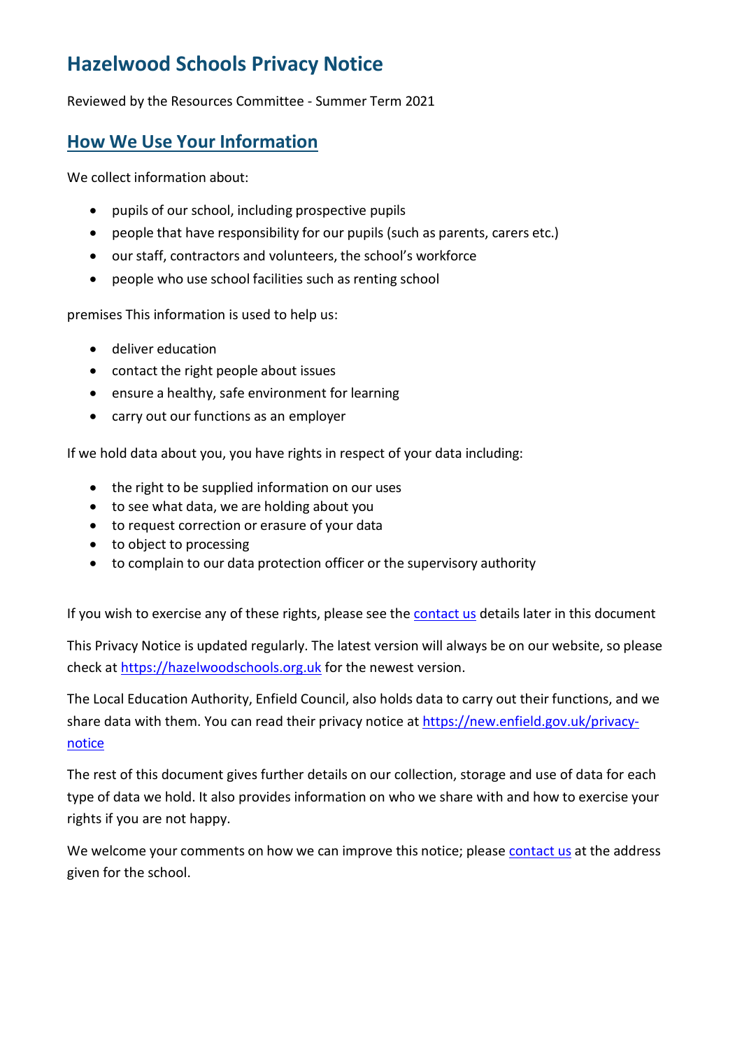# Hazelwood Schools Privacy Notice

Reviewed by the Resources Committee - Summer Term 2021

## How We Use Your Information

We collect information about:

- pupils of our school, including prospective pupils
- people that have responsibility for our pupils (such as parents, carers etc.)
- our staff, contractors and volunteers, the school's workforce
- people who use school facilities such as renting school

premises This information is used to help us:

- deliver education
- contact the right people about issues
- ensure a healthy, safe environment for learning
- carry out our functions as an employer

If we hold data about you, you have rights in respect of your data including:

- the right to be supplied information on our uses
- to see what data, we are holding about you
- to request correction or erasure of your data
- to object to processing
- to complain to our data protection officer or the supervisory authority

If you wish to exercise any of these rights, please see the contact us details later in this document

This Privacy Notice is updated regularly. The latest version will always be on our website, so please check at https://hazelwoodschools.org.uk for the newest version.

The Local Education Authority, Enfield Council, also holds data to carry out their functions, and we share data with them. You can read their privacy notice at https://new.enfield.gov.uk/privacy-notice

The rest of this document gives further details on our collection, storage and use of data for each type of data we hold. It also provides information on who we share with and how to exercise your rights if you are not happy.

We welcome your comments on how we can improve this notice; please contact us at the address given for the school.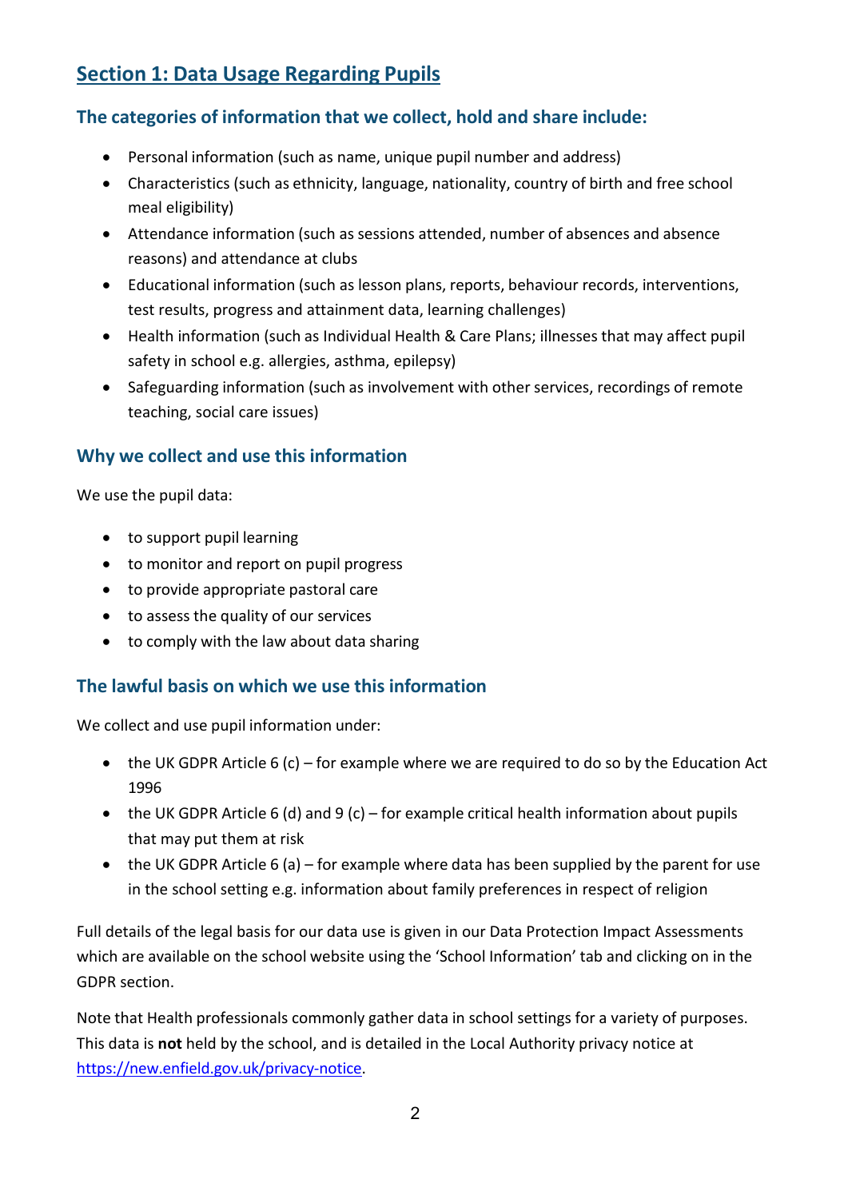## Section 1: Data Usage Regarding Pupils

### The categories of information that we collect, hold and share include:

- Personal information (such as name, unique pupil number and address)
- Characteristics (such as ethnicity, language, nationality, country of birth and free school meal eligibility)
- Attendance information (such as sessions attended, number of absences and absence reasons) and attendance at clubs
- Educational information (such as lesson plans, reports, behaviour records, interventions, test results, progress and attainment data, learning challenges)
- Health information (such as Individual Health & Care Plans; illnesses that may affect pupil safety in school e.g. allergies, asthma, epilepsy)
- Safeguarding information (such as involvement with other services, recordings of remote teaching, social care issues)

### Why we collect and use this information

We use the pupil data:

- to support pupil learning
- to monitor and report on pupil progress
- to provide appropriate pastoral care
- to assess the quality of our services
- to comply with the law about data sharing

### The lawful basis on which we use this information

We collect and use pupil information under:

- the UK GDPR Article 6 (c) – for example where we are required to do so by the Education Act 1996
- the UK GDPR Article 6 (d) and 9 (c) – for example critical health information about pupils that may put them at risk
- the UK GDPR Article 6 (a) – for example where data has been supplied by the parent for use in the school setting e.g. information about family preferences in respect of religion

Full details of the legal basis for our data use is given in our Data Protection Impact Assessments which are available on the school website using the 'School Information' tab and clicking on in the GDPR section.

Note that Health professionals commonly gather data in school settings for a variety of purposes. This data is **not** held by the school, and is detailed in the Local Authority privacy notice at https://new.enfield.gov.uk/privacy-notice.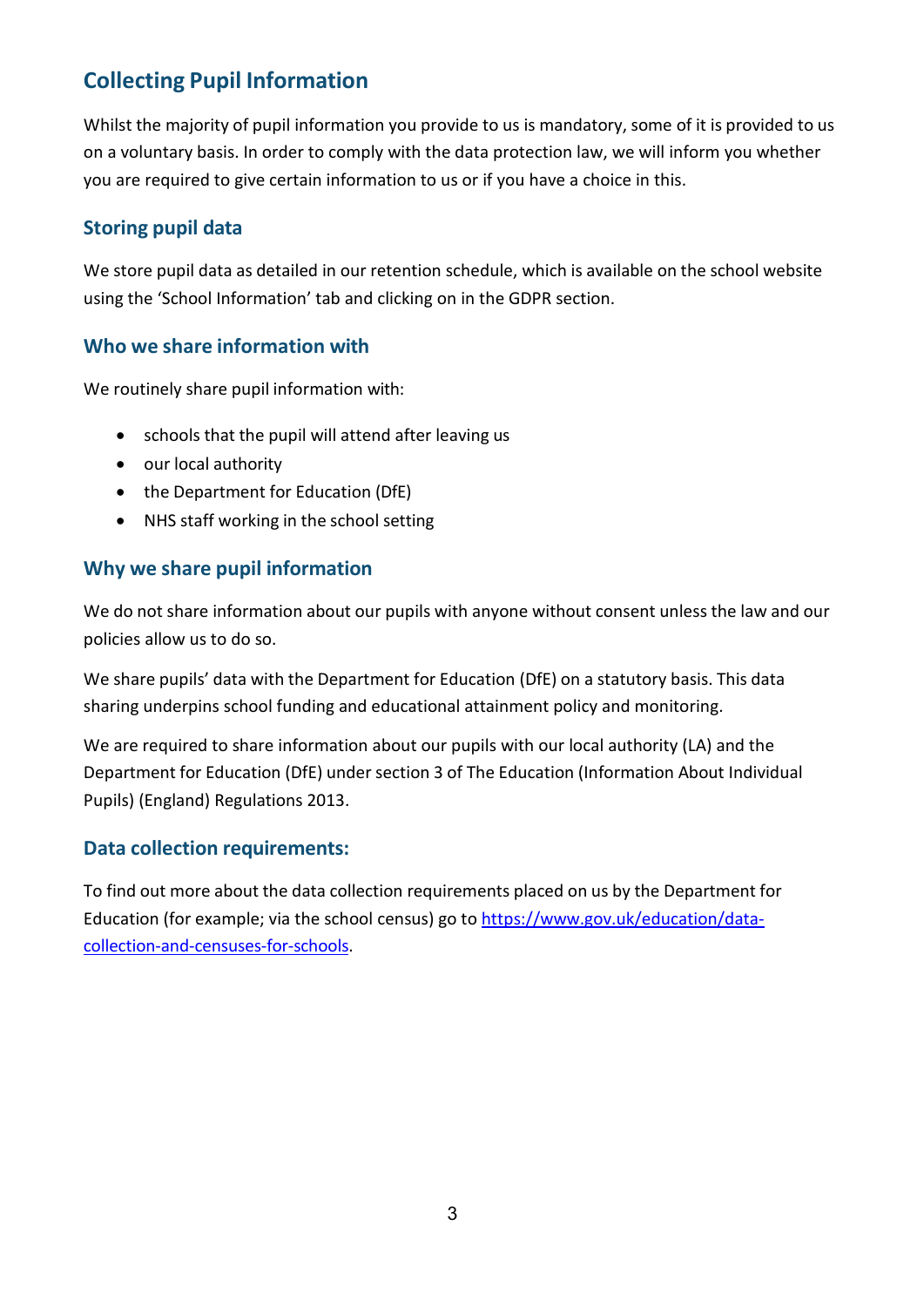## Collecting Pupil Information

Whilst the majority of pupil information you provide to us is mandatory, some of it is provided to us on a voluntary basis. In order to comply with the data protection law, we will inform you whether you are required to give certain information to us or if you have a choice in this.

### Storing pupil data

We store pupil data as detailed in our retention schedule, which is available on the school website using the 'School Information' tab and clicking on in the GDPR section.

### Who we share information with

We routinely share pupil information with:

- schools that the pupil will attend after leaving us
- our local authority
- the Department for Education (DfE)
- NHS staff working in the school setting

### Why we share pupil information

We do not share information about our pupils with anyone without consent unless the law and our policies allow us to do so.

We share pupils' data with the Department for Education (DfE) on a statutory basis. This data sharing underpins school funding and educational attainment policy and monitoring.

We are required to share information about our pupils with our local authority (LA) and the Department for Education (DfE) under section 3 of The Education (Information About Individual Pupils) (England) Regulations 2013.

### Data collection requirements:

To find out more about the data collection requirements placed on us by the Department for Education (for example; via the school census) go to [https://www.gov.uk/education/data-collection-and-censuses-for-schools](https://www.gov.uk/education/data-collection-and-censuses-for-schools).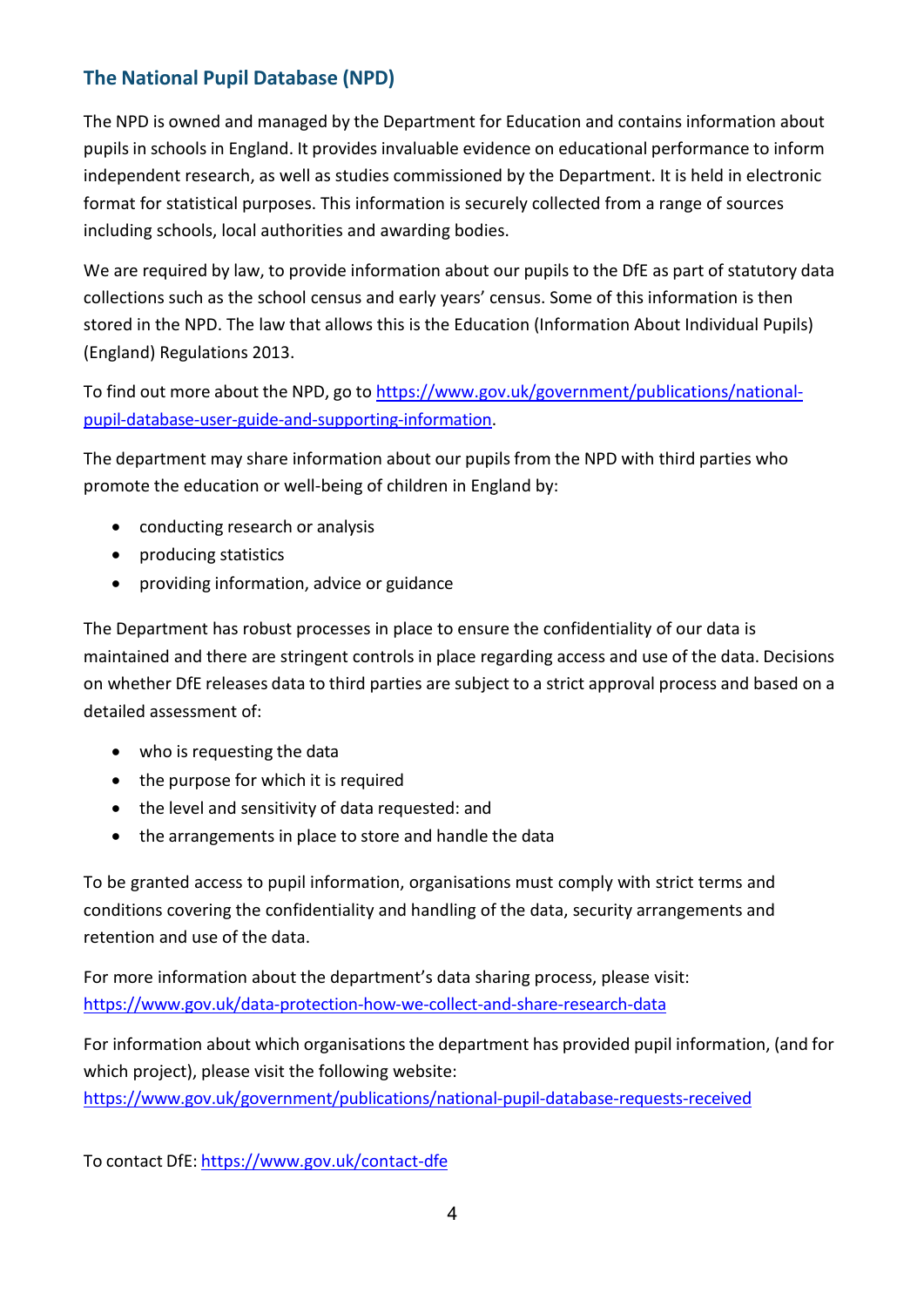## The National Pupil Database (NPD)

The NPD is owned and managed by the Department for Education and contains information about pupils in schools in England. It provides invaluable evidence on educational performance to inform independent research, as well as studies commissioned by the Department. It is held in electronic format for statistical purposes. This information is securely collected from a range of sources including schools, local authorities and awarding bodies.

We are required by law, to provide information about our pupils to the DfE as part of statutory data collections such as the school census and early years' census. Some of this information is then stored in the NPD. The law that allows this is the Education (Information About Individual Pupils) (England) Regulations 2013.

To find out more about the NPD, go to [https://www.gov.uk/government/publications/national-pupil-database-user-guide-and-supporting-information](https://www.gov.uk/government/publications/national-pupil-database-user-guide-and-supporting-information).

The department may share information about our pupils from the NPD with third parties who promote the education or well-being of children in England by:

- conducting research or analysis
- producing statistics
- providing information, advice or guidance

The Department has robust processes in place to ensure the confidentiality of our data is maintained and there are stringent controls in place regarding access and use of the data. Decisions on whether DfE releases data to third parties are subject to a strict approval process and based on a detailed assessment of:

- who is requesting the data
- the purpose for which it is required
- the level and sensitivity of data requested: and
- the arrangements in place to store and handle the data

To be granted access to pupil information, organisations must comply with strict terms and conditions covering the confidentiality and handling of the data, security arrangements and retention and use of the data.

For more information about the department's data sharing process, please visit:
[https://www.gov.uk/data-protection-how-we-collect-and-share-research-data](https://www.gov.uk/data-protection-how-we-collect-and-share-research-data)

For information about which organisations the department has provided pupil information, (and for which project), please visit the following website:
[https://www.gov.uk/government/publications/national-pupil-database-requests-received](https://www.gov.uk/government/publications/national-pupil-database-requests-received)

To contact DfE: [https://www.gov.uk/contact-dfe](https://www.gov.uk/contact-dfe)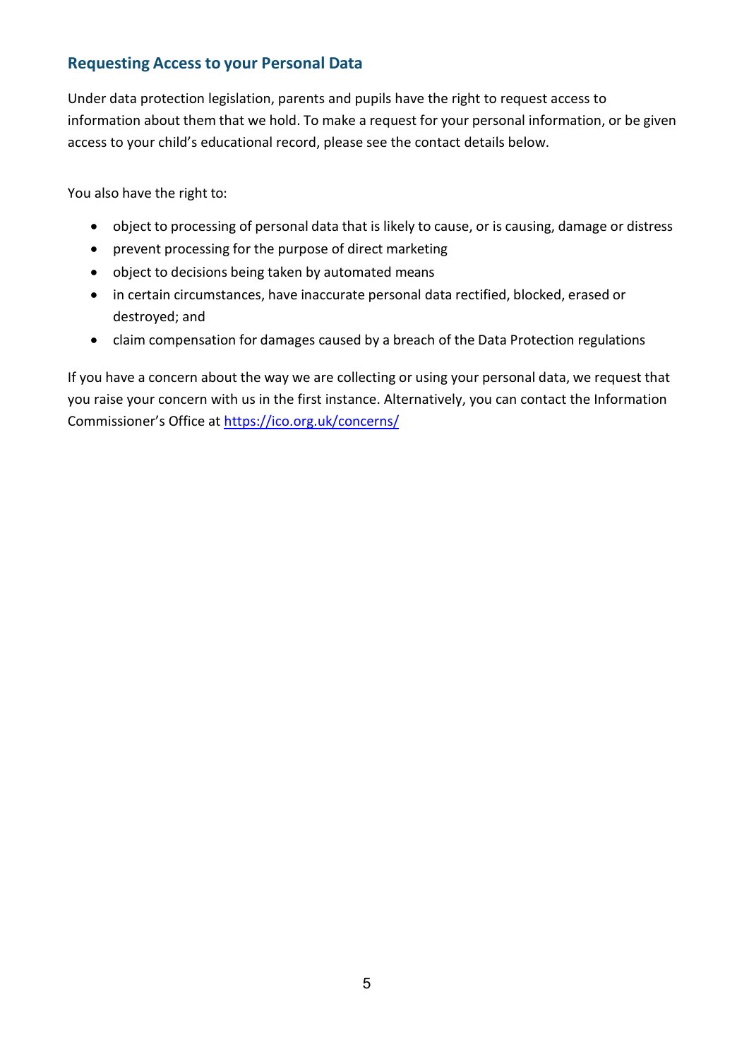## Requesting Access to your Personal Data

Under data protection legislation, parents and pupils have the right to request access to information about them that we hold. To make a request for your personal information, or be given access to your child's educational record, please see the contact details below.

You also have the right to:

- object to processing of personal data that is likely to cause, or is causing, damage or distress
- prevent processing for the purpose of direct marketing
- object to decisions being taken by automated means
- in certain circumstances, have inaccurate personal data rectified, blocked, erased or destroyed; and
- claim compensation for damages caused by a breach of the Data Protection regulations

If you have a concern about the way we are collecting or using your personal data, we request that you raise your concern with us in the first instance. Alternatively, you can contact the Information Commissioner's Office at https://ico.org.uk/concerns/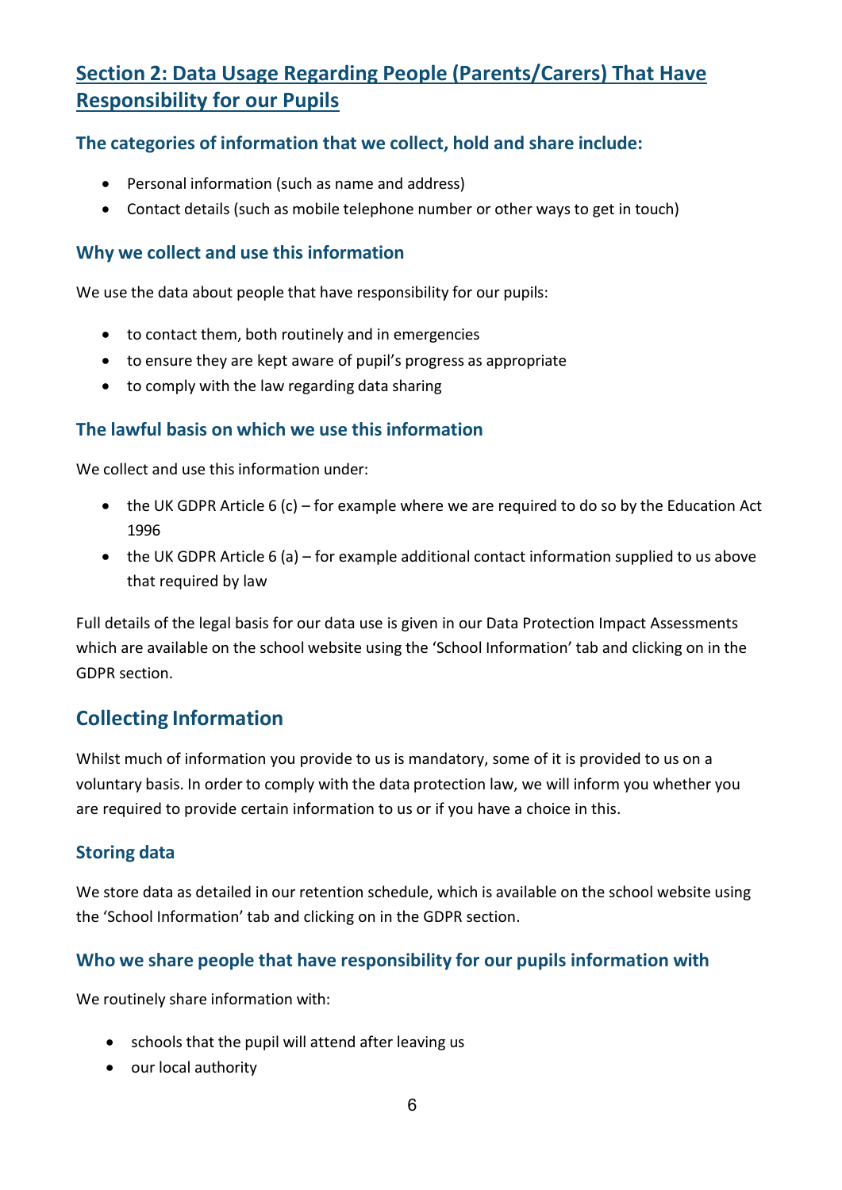## Section 2: Data Usage Regarding People (Parents/Carers) That Have Responsibility for our Pupils

### The categories of information that we collect, hold and share include:

- Personal information (such as name and address)
- Contact details (such as mobile telephone number or other ways to get in touch)

### Why we collect and use this information

We use the data about people that have responsibility for our pupils:

- to contact them, both routinely and in emergencies
- to ensure they are kept aware of pupil's progress as appropriate
- to comply with the law regarding data sharing

### The lawful basis on which we use this information

We collect and use this information under:

- the UK GDPR Article 6 (c) – for example where we are required to do so by the Education Act 1996
- the UK GDPR Article 6 (a) – for example additional contact information supplied to us above that required by law

Full details of the legal basis for our data use is given in our Data Protection Impact Assessments which are available on the school website using the 'School Information' tab and clicking on in the GDPR section.

## Collecting Information

Whilst much of information you provide to us is mandatory, some of it is provided to us on a voluntary basis. In order to comply with the data protection law, we will inform you whether you are required to provide certain information to us or if you have a choice in this.

### Storing data

We store data as detailed in our retention schedule, which is available on the school website using the 'School Information' tab and clicking on in the GDPR section.

### Who we share people that have responsibility for our pupils information with

We routinely share information with:

- schools that the pupil will attend after leaving us
- our local authority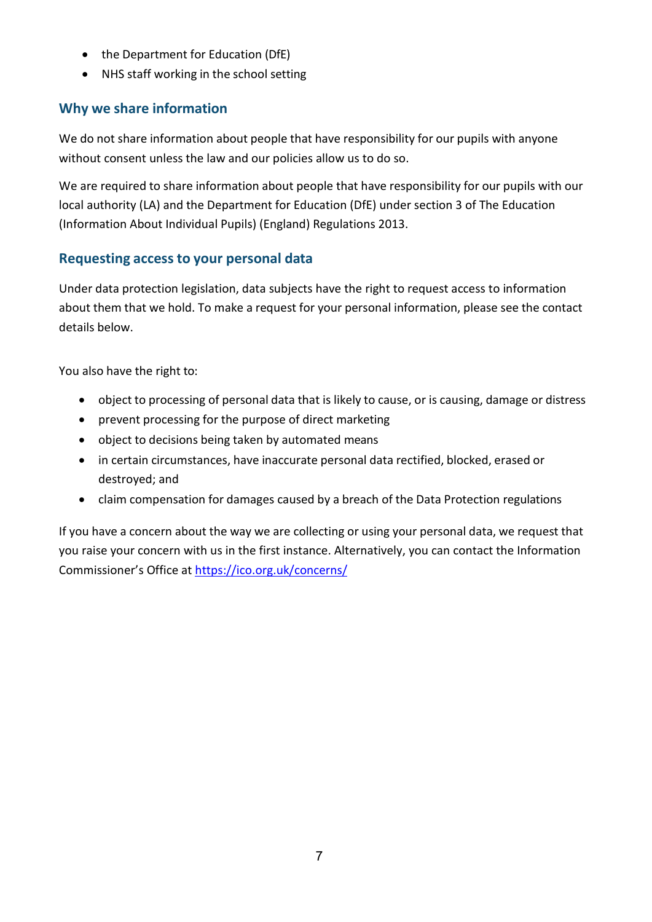- the Department for Education (DfE)
- NHS staff working in the school setting

### Why we share information

We do not share information about people that have responsibility for our pupils with anyone without consent unless the law and our policies allow us to do so.

We are required to share information about people that have responsibility for our pupils with our local authority (LA) and the Department for Education (DfE) under section 3 of The Education (Information About Individual Pupils) (England) Regulations 2013.

### Requesting access to your personal data

Under data protection legislation, data subjects have the right to request access to information about them that we hold. To make a request for your personal information, please see the contact details below.

You also have the right to:

- object to processing of personal data that is likely to cause, or is causing, damage or distress
- prevent processing for the purpose of direct marketing
- object to decisions being taken by automated means
- in certain circumstances, have inaccurate personal data rectified, blocked, erased or destroyed; and
- claim compensation for damages caused by a breach of the Data Protection regulations

If you have a concern about the way we are collecting or using your personal data, we request that you raise your concern with us in the first instance. Alternatively, you can contact the Information Commissioner's Office at https://ico.org.uk/concerns/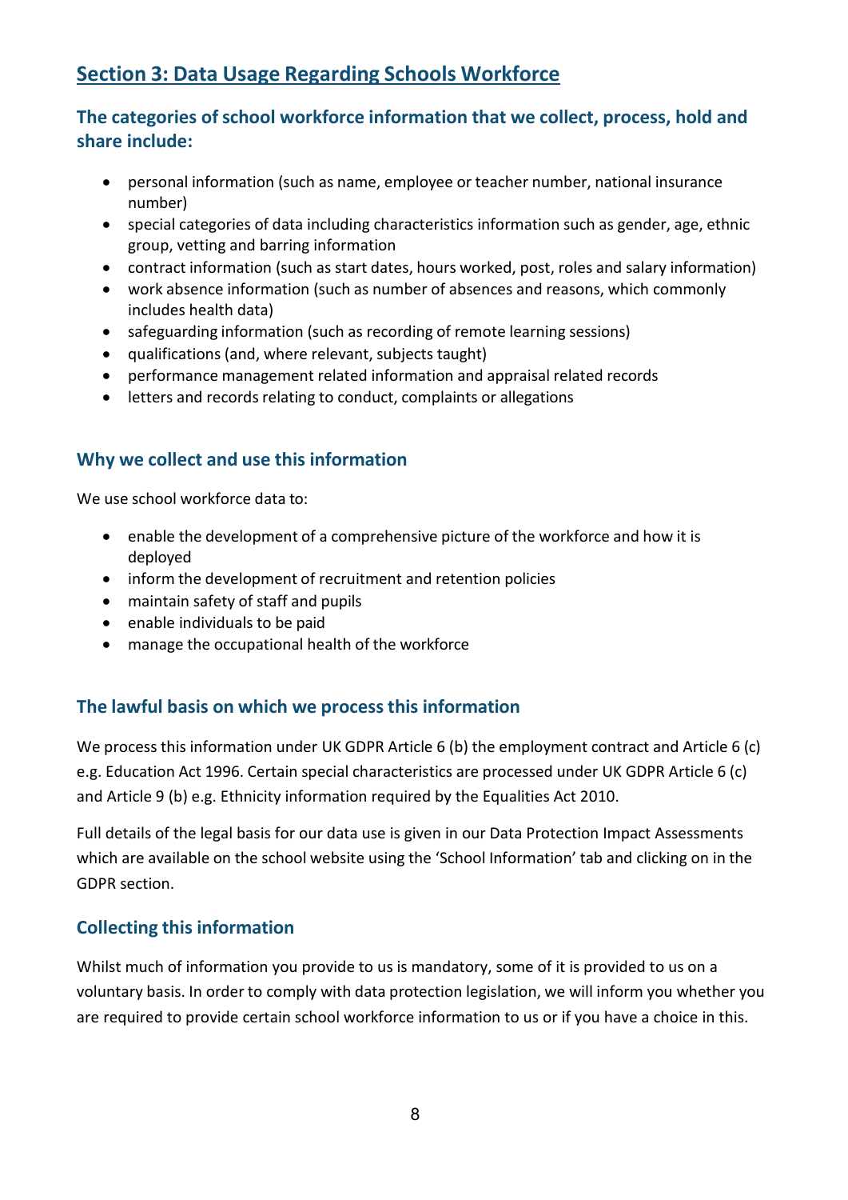## Section 3: Data Usage Regarding Schools Workforce

### The categories of school workforce information that we collect, process, hold and share include:

- personal information (such as name, employee or teacher number, national insurance number)
- special categories of data including characteristics information such as gender, age, ethnic group, vetting and barring information
- contract information (such as start dates, hours worked, post, roles and salary information)
- work absence information (such as number of absences and reasons, which commonly includes health data)
- safeguarding information (such as recording of remote learning sessions)
- qualifications (and, where relevant, subjects taught)
- performance management related information and appraisal related records
- letters and records relating to conduct, complaints or allegations

### Why we collect and use this information

We use school workforce data to:

- enable the development of a comprehensive picture of the workforce and how it is deployed
- inform the development of recruitment and retention policies
- maintain safety of staff and pupils
- enable individuals to be paid
- manage the occupational health of the workforce

### The lawful basis on which we process this information

We process this information under UK GDPR Article 6 (b) the employment contract and Article 6 (c) e.g. Education Act 1996. Certain special characteristics are processed under UK GDPR Article 6 (c) and Article 9 (b) e.g. Ethnicity information required by the Equalities Act 2010.

Full details of the legal basis for our data use is given in our Data Protection Impact Assessments which are available on the school website using the 'School Information' tab and clicking on in the GDPR section.

### Collecting this information

Whilst much of information you provide to us is mandatory, some of it is provided to us on a voluntary basis. In order to comply with data protection legislation, we will inform you whether you are required to provide certain school workforce information to us or if you have a choice in this.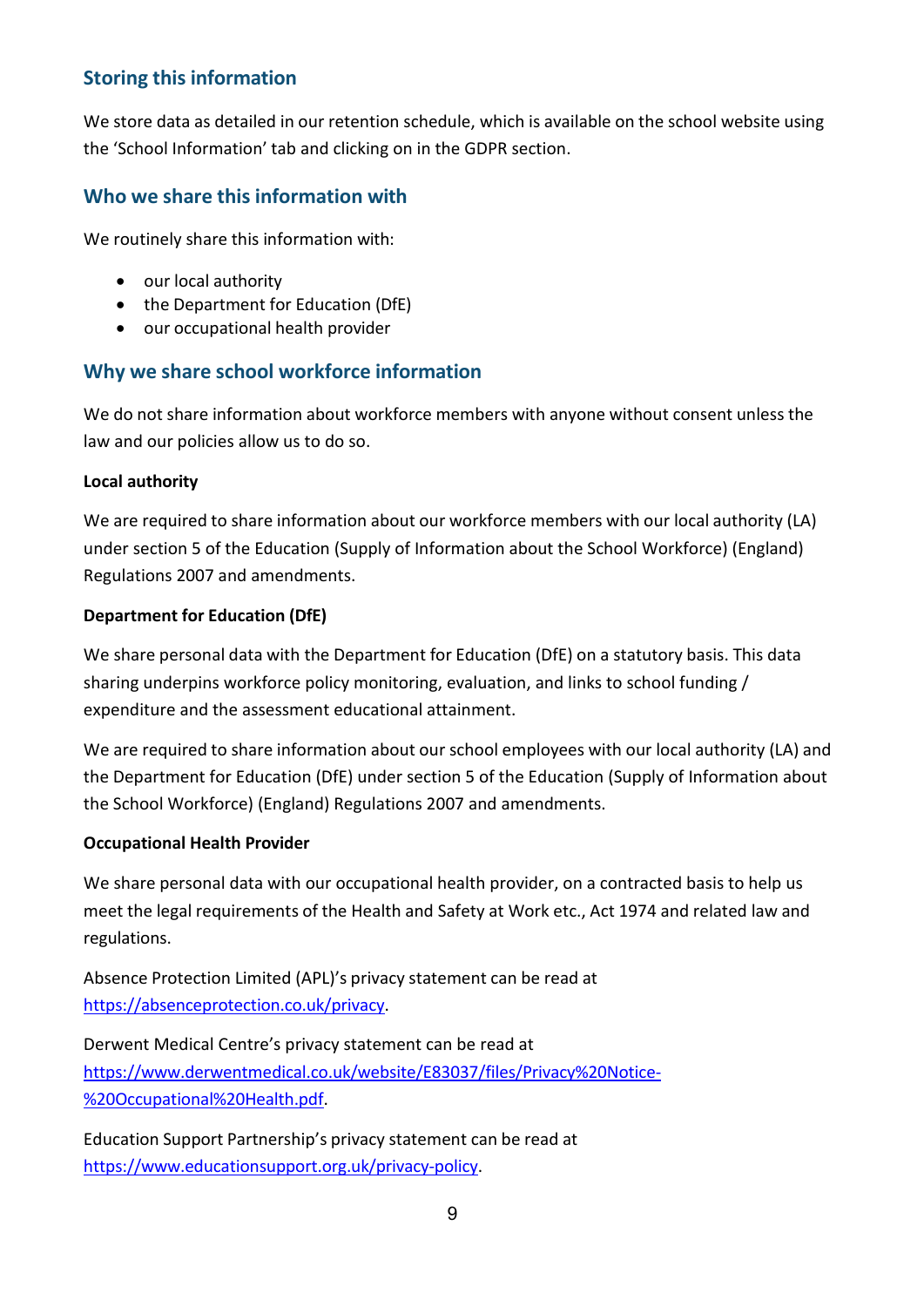## Storing this information

We store data as detailed in our retention schedule, which is available on the school website using the 'School Information' tab and clicking on in the GDPR section.

## Who we share this information with

We routinely share this information with:

- our local authority
- the Department for Education (DfE)
- our occupational health provider

## Why we share school workforce information

We do not share information about workforce members with anyone without consent unless the law and our policies allow us to do so.

**Local authority**

We are required to share information about our workforce members with our local authority (LA) under section 5 of the Education (Supply of Information about the School Workforce) (England) Regulations 2007 and amendments.

**Department for Education (DfE)**

We share personal data with the Department for Education (DfE) on a statutory basis. This data sharing underpins workforce policy monitoring, evaluation, and links to school funding / expenditure and the assessment educational attainment.

We are required to share information about our school employees with our local authority (LA) and the Department for Education (DfE) under section 5 of the Education (Supply of Information about the School Workforce) (England) Regulations 2007 and amendments.

**Occupational Health Provider**

We share personal data with our occupational health provider, on a contracted basis to help us meet the legal requirements of the Health and Safety at Work etc., Act 1974 and related law and regulations.

Absence Protection Limited (APL)'s privacy statement can be read at https://absenceprotection.co.uk/privacy.

Derwent Medical Centre's privacy statement can be read at https://www.derwentmedical.co.uk/website/E83037/files/Privacy%20Notice-%20Occupational%20Health.pdf.

Education Support Partnership's privacy statement can be read at https://www.educationsupport.org.uk/privacy-policy.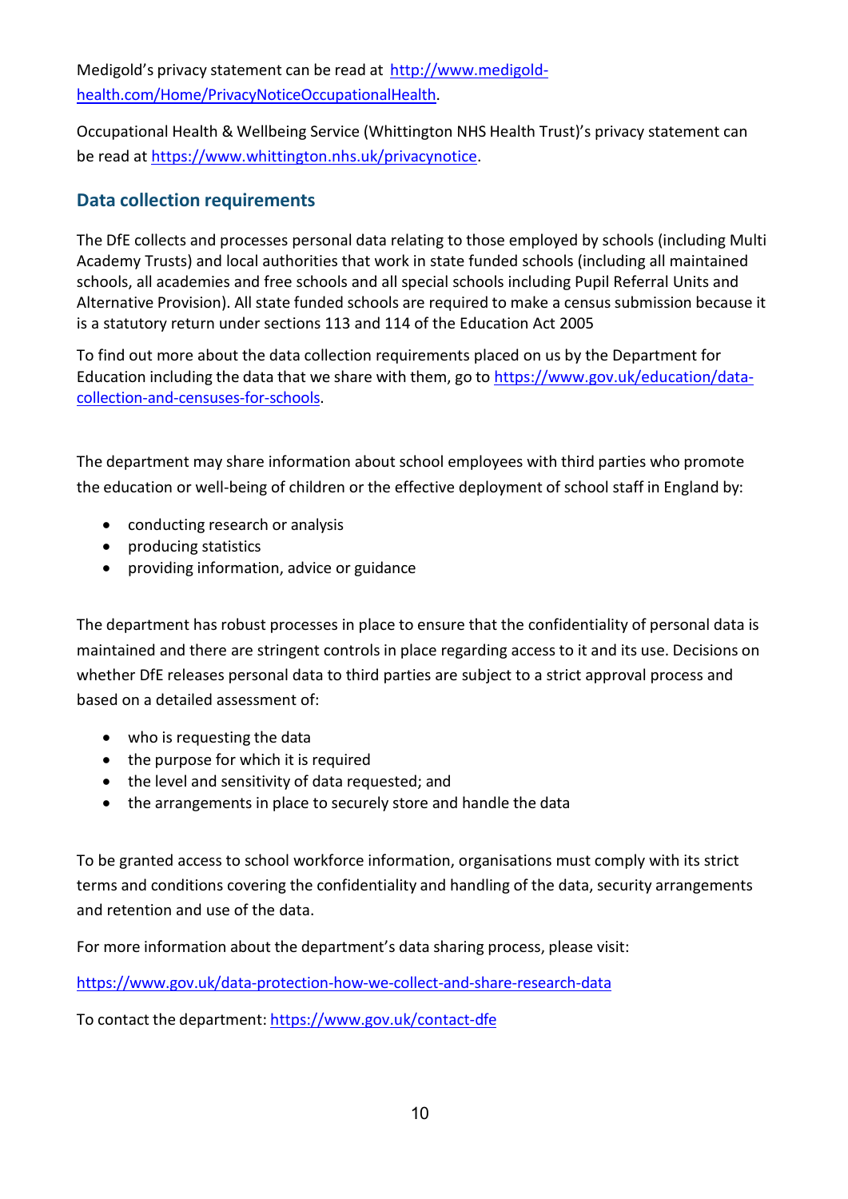Medigold's privacy statement can be read at [http://www.medigold-health.com/Home/PrivacyNoticeOccupationalHealth](http://www.medigold-health.com/Home/PrivacyNoticeOccupationalHealth).

Occupational Health & Wellbeing Service (Whittington NHS Health Trust)'s privacy statement can be read at [https://www.whittington.nhs.uk/privacynotice](https://www.whittington.nhs.uk/privacynotice).

## Data collection requirements

The DfE collects and processes personal data relating to those employed by schools (including Multi Academy Trusts) and local authorities that work in state funded schools (including all maintained schools, all academies and free schools and all special schools including Pupil Referral Units and Alternative Provision). All state funded schools are required to make a census submission because it is a statutory return under sections 113 and 114 of the Education Act 2005

To find out more about the data collection requirements placed on us by the Department for Education including the data that we share with them, go to [https://www.gov.uk/education/data-collection-and-censuses-for-schools](https://www.gov.uk/education/data-collection-and-censuses-for-schools).

The department may share information about school employees with third parties who promote the education or well-being of children or the effective deployment of school staff in England by:

- conducting research or analysis
- producing statistics
- providing information, advice or guidance

The department has robust processes in place to ensure that the confidentiality of personal data is maintained and there are stringent controls in place regarding access to it and its use. Decisions on whether DfE releases personal data to third parties are subject to a strict approval process and based on a detailed assessment of:

- who is requesting the data
- the purpose for which it is required
- the level and sensitivity of data requested; and
- the arrangements in place to securely store and handle the data

To be granted access to school workforce information, organisations must comply with its strict terms and conditions covering the confidentiality and handling of the data, security arrangements and retention and use of the data.

For more information about the department's data sharing process, please visit:

[https://www.gov.uk/data-protection-how-we-collect-and-share-research-data](https://www.gov.uk/data-protection-how-we-collect-and-share-research-data)

To contact the department: [https://www.gov.uk/contact-dfe](https://www.gov.uk/contact-dfe)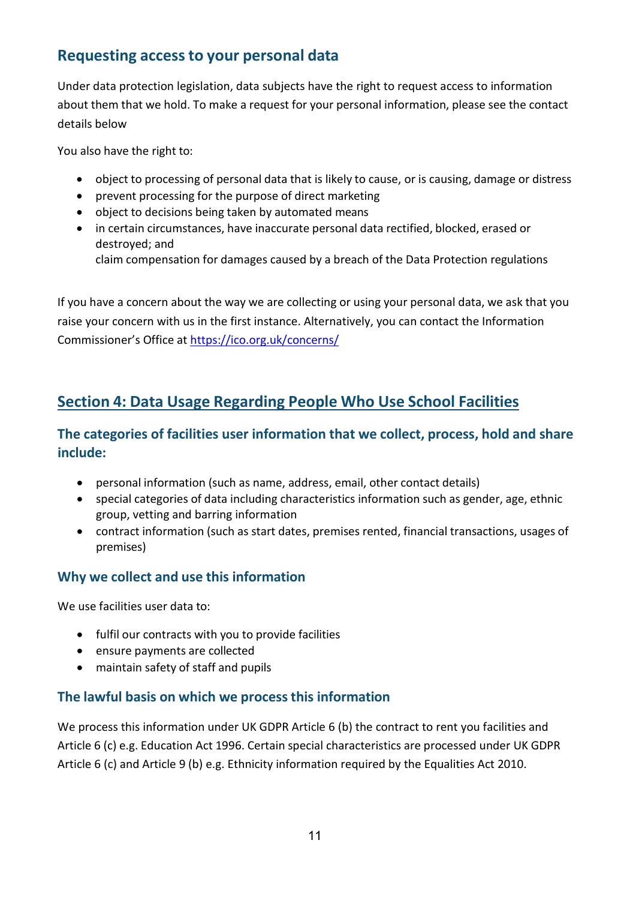## Requesting access to your personal data

Under data protection legislation, data subjects have the right to request access to information about them that we hold. To make a request for your personal information, please see the contact details below

You also have the right to:

- object to processing of personal data that is likely to cause, or is causing, damage or distress
- prevent processing for the purpose of direct marketing
- object to decisions being taken by automated means
- in certain circumstances, have inaccurate personal data rectified, blocked, erased or destroyed; and
  claim compensation for damages caused by a breach of the Data Protection regulations

If you have a concern about the way we are collecting or using your personal data, we ask that you raise your concern with us in the first instance. Alternatively, you can contact the Information Commissioner's Office at https://ico.org.uk/concerns/

# Section 4: Data Usage Regarding People Who Use School Facilities

## The categories of facilities user information that we collect, process, hold and share include:

- personal information (such as name, address, email, other contact details)
- special categories of data including characteristics information such as gender, age, ethnic group, vetting and barring information
- contract information (such as start dates, premises rented, financial transactions, usages of premises)

## Why we collect and use this information

We use facilities user data to:

- fulfil our contracts with you to provide facilities
- ensure payments are collected
- maintain safety of staff and pupils

## The lawful basis on which we process this information

We process this information under UK GDPR Article 6 (b) the contract to rent you facilities and Article 6 (c) e.g. Education Act 1996. Certain special characteristics are processed under UK GDPR Article 6 (c) and Article 9 (b) e.g. Ethnicity information required by the Equalities Act 2010.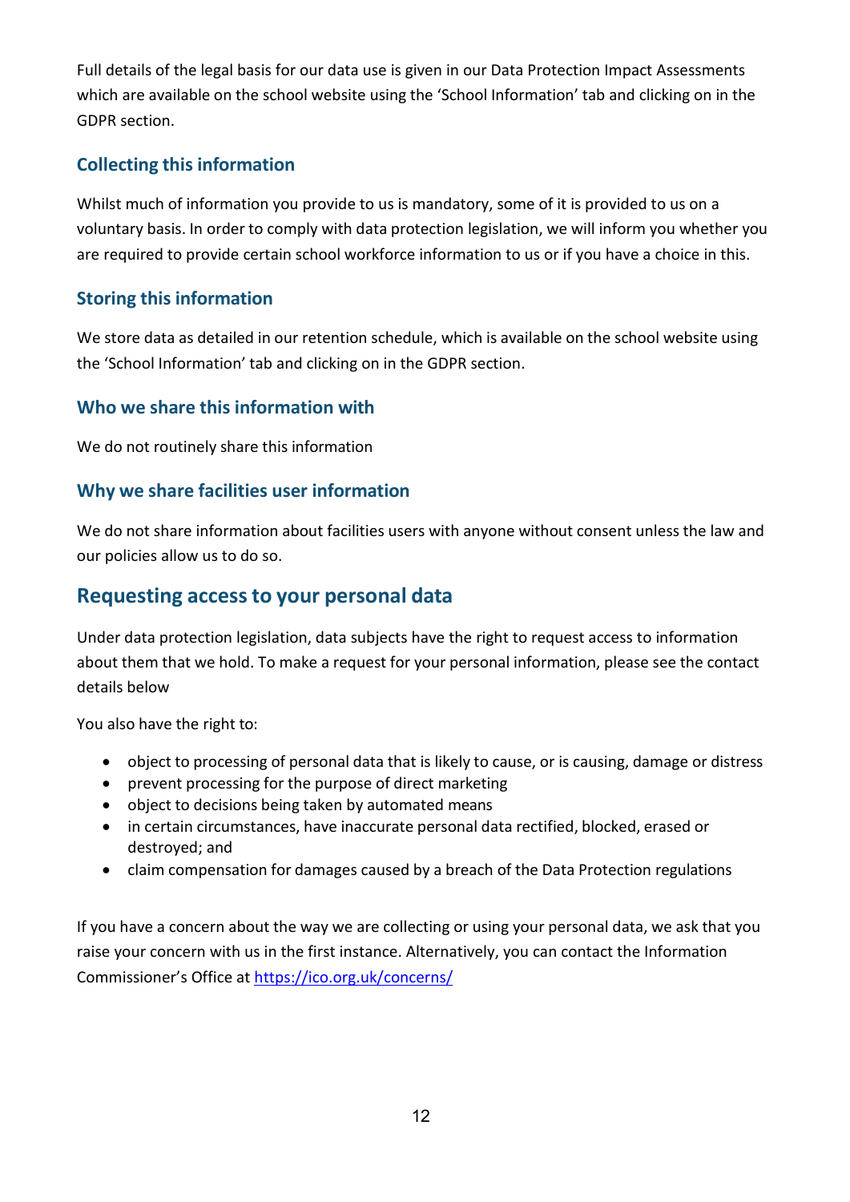Full details of the legal basis for our data use is given in our Data Protection Impact Assessments which are available on the school website using the 'School Information' tab and clicking on in the GDPR section.

### Collecting this information

Whilst much of information you provide to us is mandatory, some of it is provided to us on a voluntary basis. In order to comply with data protection legislation, we will inform you whether you are required to provide certain school workforce information to us or if you have a choice in this.

### Storing this information

We store data as detailed in our retention schedule, which is available on the school website using the 'School Information' tab and clicking on in the GDPR section.

### Who we share this information with

We do not routinely share this information

### Why we share facilities user information

We do not share information about facilities users with anyone without consent unless the law and our policies allow us to do so.

## Requesting access to your personal data

Under data protection legislation, data subjects have the right to request access to information about them that we hold. To make a request for your personal information, please see the contact details below

You also have the right to:

- object to processing of personal data that is likely to cause, or is causing, damage or distress
- prevent processing for the purpose of direct marketing
- object to decisions being taken by automated means
- in certain circumstances, have inaccurate personal data rectified, blocked, erased or destroyed; and
- claim compensation for damages caused by a breach of the Data Protection regulations

If you have a concern about the way we are collecting or using your personal data, we ask that you raise your concern with us in the first instance. Alternatively, you can contact the Information Commissioner's Office at https://ico.org.uk/concerns/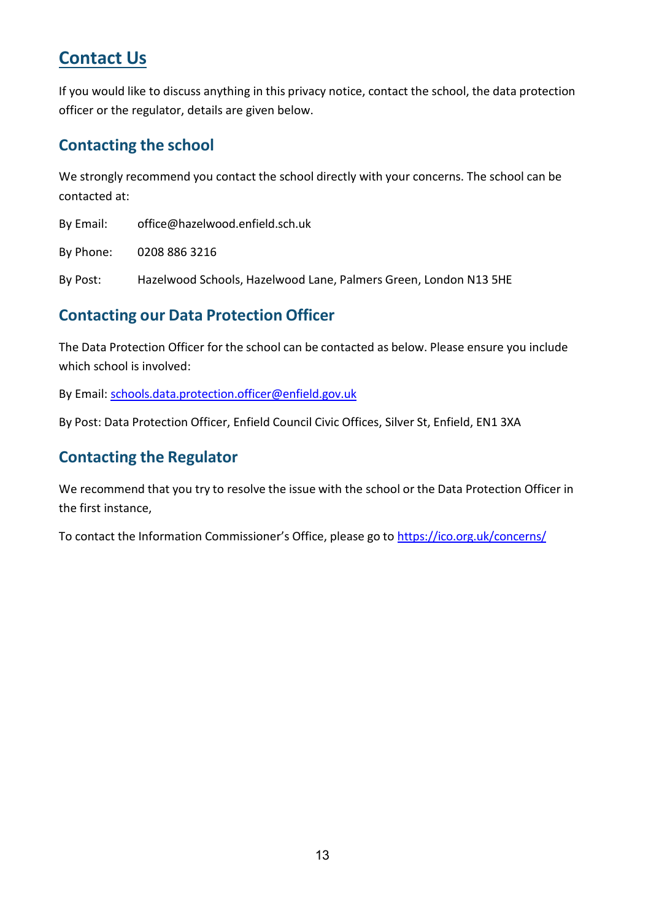## Contact Us

If you would like to discuss anything in this privacy notice, contact the school, the data protection officer or the regulator, details are given below.

### Contacting the school

We strongly recommend you contact the school directly with your concerns. The school can be contacted at:

By Email: office@hazelwood.enfield.sch.uk

By Phone: 0208 886 3216

By Post: Hazelwood Schools, Hazelwood Lane, Palmers Green, London N13 5HE

### Contacting our Data Protection Officer

The Data Protection Officer for the school can be contacted as below. Please ensure you include which school is involved:

By Email: schools.data.protection.officer@enfield.gov.uk

By Post: Data Protection Officer, Enfield Council Civic Offices, Silver St, Enfield, EN1 3XA

### Contacting the Regulator

We recommend that you try to resolve the issue with the school or the Data Protection Officer in the first instance,

To contact the Information Commissioner's Office, please go to https://ico.org.uk/concerns/